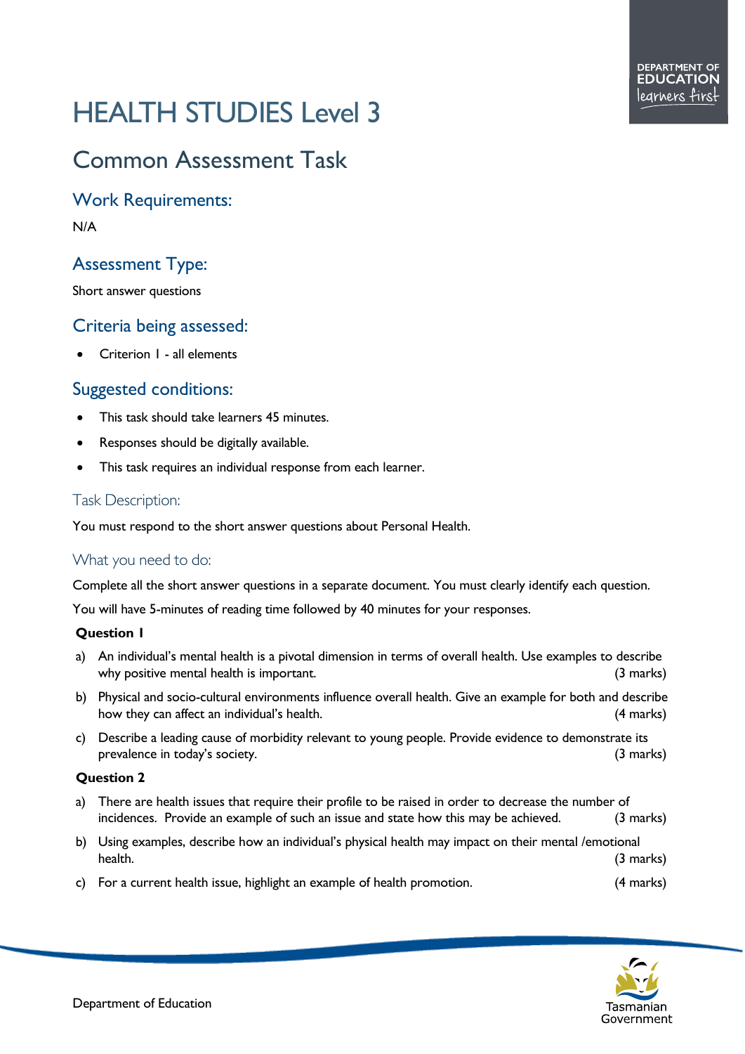# HEALTH STUDIES Level 3

## Common Assessment Task

### Work Requirements:

N/A

### Assessment Type:

Short answer questions

### Criteria being assessed:

- Criterion 1 - all elements

### Suggested conditions:

- This task should take learners 45 minutes.
- Responses should be digitally available.
- This task requires an individual response from each learner.

### Task Description:

You must respond to the short answer questions about Personal Health.

### What you need to do:

Complete all the short answer questions in a separate document. You must clearly identify each question.

You will have 5-minutes of reading time followed by 40 minutes for your responses.

**Question 1**

a) An individual's mental health is a pivotal dimension in terms of overall health. Use examples to describe why positive mental health is important. (3 marks)

b) Physical and socio-cultural environments influence overall health. Give an example for both and describe how they can affect an individual's health. (4 marks)

c) Describe a leading cause of morbidity relevant to young people. Provide evidence to demonstrate its prevalence in today's society. (3 marks)

**Question 2**

a) There are health issues that require their profile to be raised in order to decrease the number of incidences. Provide an example of such an issue and state how this may be achieved. (3 marks)

b) Using examples, describe how an individual's physical health may impact on their mental /emotional health. (3 marks)

c) For a current health issue, highlight an example of health promotion. (4 marks)

Department of Education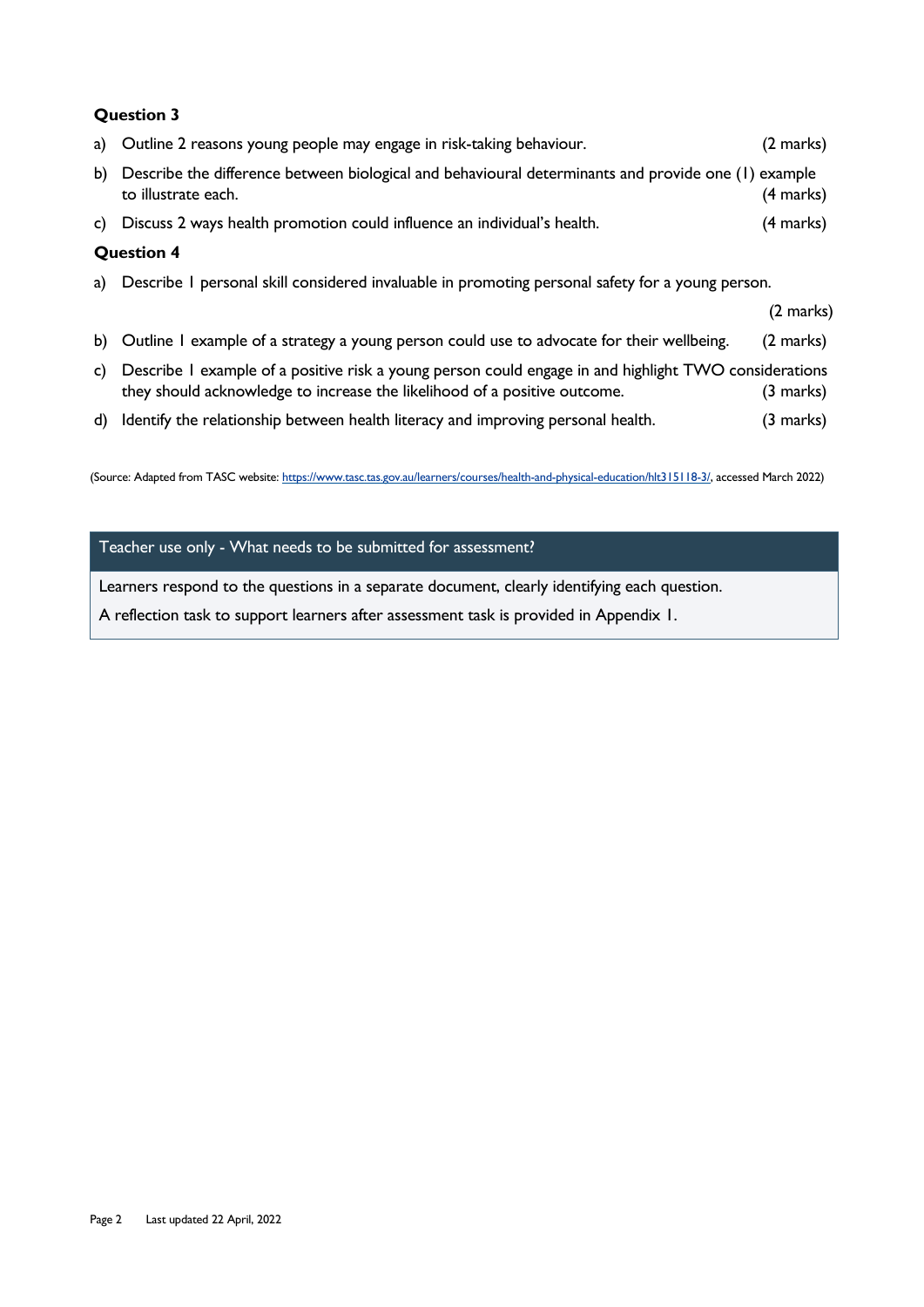**Question 3**

a) Outline 2 reasons young people may engage in risk-taking behaviour. (2 marks)

b) Describe the difference between biological and behavioural determinants and provide one (1) example to illustrate each. (4 marks)

c) Discuss 2 ways health promotion could influence an individual's health. (4 marks)

**Question 4**

a) Describe 1 personal skill considered invaluable in promoting personal safety for a young person. (2 marks)

b) Outline 1 example of a strategy a young person could use to advocate for their wellbeing. (2 marks)

c) Describe 1 example of a positive risk a young person could engage in and highlight TWO considerations they should acknowledge to increase the likelihood of a positive outcome. (3 marks)

d) Identify the relationship between health literacy and improving personal health. (3 marks)

(Source: Adapted from TASC website: https://www.tasc.tas.gov.au/learners/courses/health-and-physical-education/hlt315118-3/, accessed March 2022)

| Teacher use only - What needs to be submitted for assessment? |
| --- |
| Learners respond to the questions in a separate document, clearly identifying each question.<br>A reflection task to support learners after assessment task is provided in Appendix 1. |

Last updated 22 April, 2022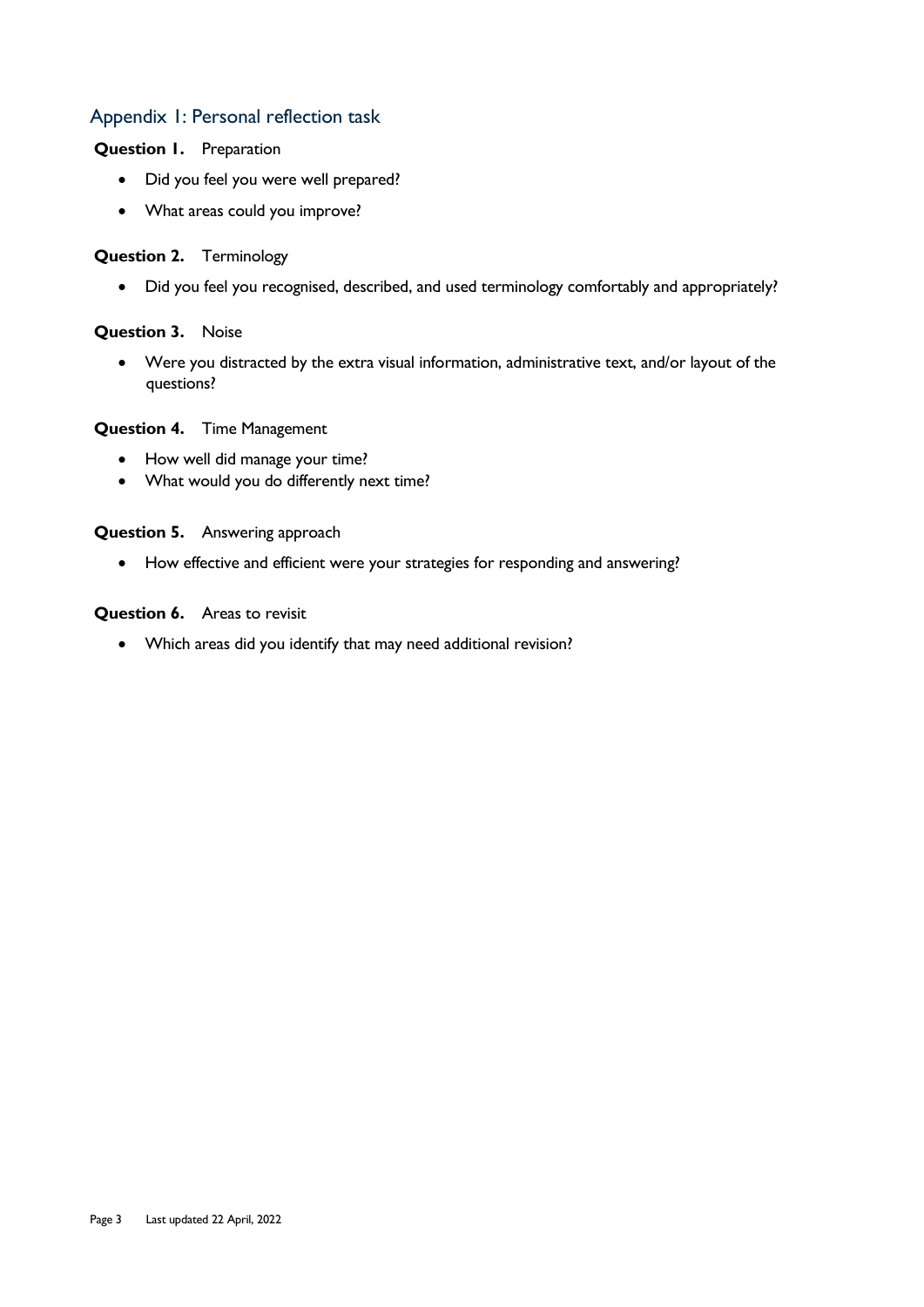## Appendix 1: Personal reflection task

**Question 1.** Preparation

- Did you feel you were well prepared?
- What areas could you improve?

**Question 2.** Terminology

- Did you feel you recognised, described, and used terminology comfortably and appropriately?

**Question 3.** Noise

- Were you distracted by the extra visual information, administrative text, and/or layout of the questions?

**Question 4.** Time Management

- How well did manage your time?
- What would you do differently next time?

**Question 5.** Answering approach

- How effective and efficient were your strategies for responding and answering?

**Question 6.** Areas to revisit

- Which areas did you identify that may need additional revision?